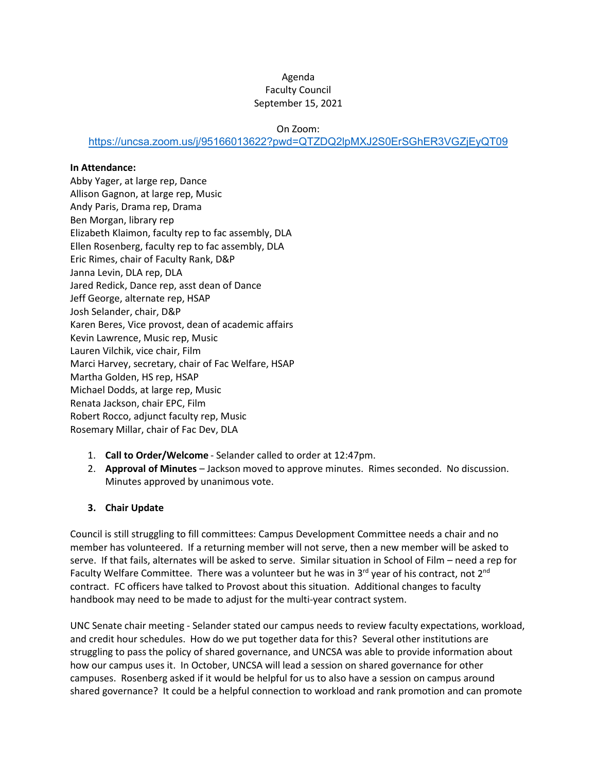Agenda
Faculty Council
September 15, 2021

On Zoom:
https://uncsa.zoom.us/j/95166013622?pwd=QTZDQ2lpMXJ2S0ErSGhER3VGZjEyQT09

**In Attendance:**
Abby Yager, at large rep, Dance
Allison Gagnon, at large rep, Music
Andy Paris, Drama rep, Drama
Ben Morgan, library rep
Elizabeth Klaimon, faculty rep to fac assembly, DLA
Ellen Rosenberg, faculty rep to fac assembly, DLA
Eric Rimes, chair of Faculty Rank, D&P
Janna Levin, DLA rep, DLA
Jared Redick, Dance rep, asst dean of Dance
Jeff George, alternate rep, HSAP
Josh Selander, chair, D&P
Karen Beres, Vice provost, dean of academic affairs
Kevin Lawrence, Music rep, Music
Lauren Vilchik, vice chair, Film
Marci Harvey, secretary, chair of Fac Welfare, HSAP
Martha Golden, HS rep, HSAP
Michael Dodds, at large rep, Music
Renata Jackson, chair EPC, Film
Robert Rocco, adjunct faculty rep, Music
Rosemary Millar, chair of Fac Dev, DLA

1. **Call to Order/Welcome** - Selander called to order at 12:47pm.
2. **Approval of Minutes** – Jackson moved to approve minutes. Rimes seconded. No discussion. Minutes approved by unanimous vote.
3. **Chair Update**

Council is still struggling to fill committees: Campus Development Committee needs a chair and no member has volunteered. If a returning member will not serve, then a new member will be asked to serve. If that fails, alternates will be asked to serve. Similar situation in School of Film – need a rep for Faculty Welfare Committee. There was a volunteer but he was in 3rd year of his contract, not 2nd contract. FC officers have talked to Provost about this situation. Additional changes to faculty handbook may need to be made to adjust for the multi-year contract system.

UNC Senate chair meeting - Selander stated our campus needs to review faculty expectations, workload, and credit hour schedules. How do we put together data for this? Several other institutions are struggling to pass the policy of shared governance, and UNCSA was able to provide information about how our campus uses it. In October, UNCSA will lead a session on shared governance for other campuses. Rosenberg asked if it would be helpful for us to also have a session on campus around shared governance? It could be a helpful connection to workload and rank promotion and can promote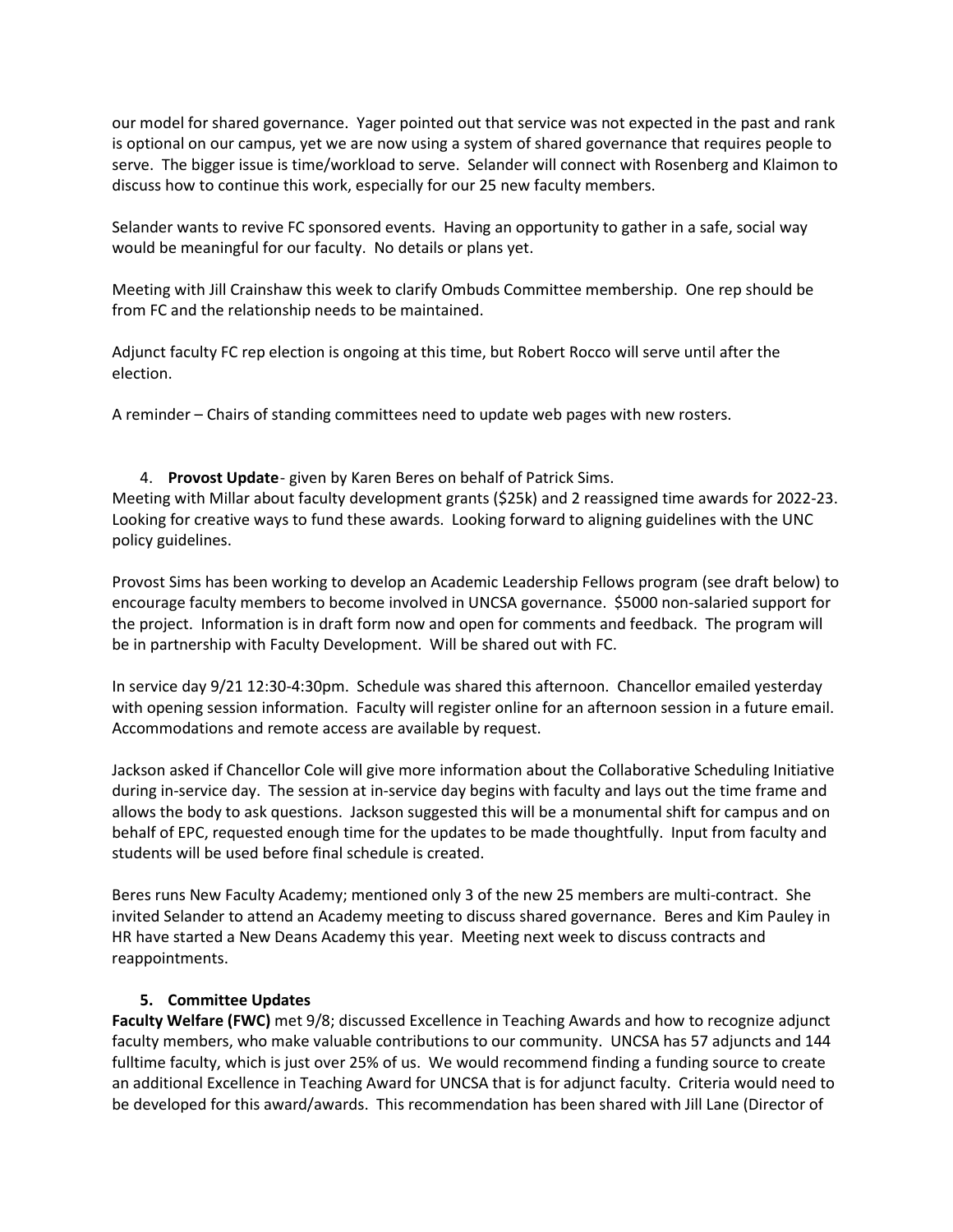our model for shared governance. Yager pointed out that service was not expected in the past and rank is optional on our campus, yet we are now using a system of shared governance that requires people to serve. The bigger issue is time/workload to serve. Selander will connect with Rosenberg and Klaimon to discuss how to continue this work, especially for our 25 new faculty members.

Selander wants to revive FC sponsored events. Having an opportunity to gather in a safe, social way would be meaningful for our faculty. No details or plans yet.

Meeting with Jill Crainshaw this week to clarify Ombuds Committee membership. One rep should be from FC and the relationship needs to be maintained.

Adjunct faculty FC rep election is ongoing at this time, but Robert Rocco will serve until after the election.

A reminder – Chairs of standing committees need to update web pages with new rosters.

4. **Provost Update** - given by Karen Beres on behalf of Patrick Sims.

Meeting with Millar about faculty development grants ($25k) and 2 reassigned time awards for 2022-23. Looking for creative ways to fund these awards. Looking forward to aligning guidelines with the UNC policy guidelines.

Provost Sims has been working to develop an Academic Leadership Fellows program (see draft below) to encourage faculty members to become involved in UNCSA governance. $5000 non-salaried support for the project. Information is in draft form now and open for comments and feedback. The program will be in partnership with Faculty Development. Will be shared out with FC.

In service day 9/21 12:30-4:30pm. Schedule was shared this afternoon. Chancellor emailed yesterday with opening session information. Faculty will register online for an afternoon session in a future email. Accommodations and remote access are available by request.

Jackson asked if Chancellor Cole will give more information about the Collaborative Scheduling Initiative during in-service day. The session at in-service day begins with faculty and lays out the time frame and allows the body to ask questions. Jackson suggested this will be a monumental shift for campus and on behalf of EPC, requested enough time for the updates to be made thoughtfully. Input from faculty and students will be used before final schedule is created.

Beres runs New Faculty Academy; mentioned only 3 of the new 25 members are multi-contract. She invited Selander to attend an Academy meeting to discuss shared governance. Beres and Kim Pauley in HR have started a New Deans Academy this year. Meeting next week to discuss contracts and reappointments.

5. **Committee Updates**

**Faculty Welfare (FWC)** met 9/8; discussed Excellence in Teaching Awards and how to recognize adjunct faculty members, who make valuable contributions to our community. UNCSA has 57 adjuncts and 144 fulltime faculty, which is just over 25% of us. We would recommend finding a funding source to create an additional Excellence in Teaching Award for UNCSA that is for adjunct faculty. Criteria would need to be developed for this award/awards. This recommendation has been shared with Jill Lane (Director of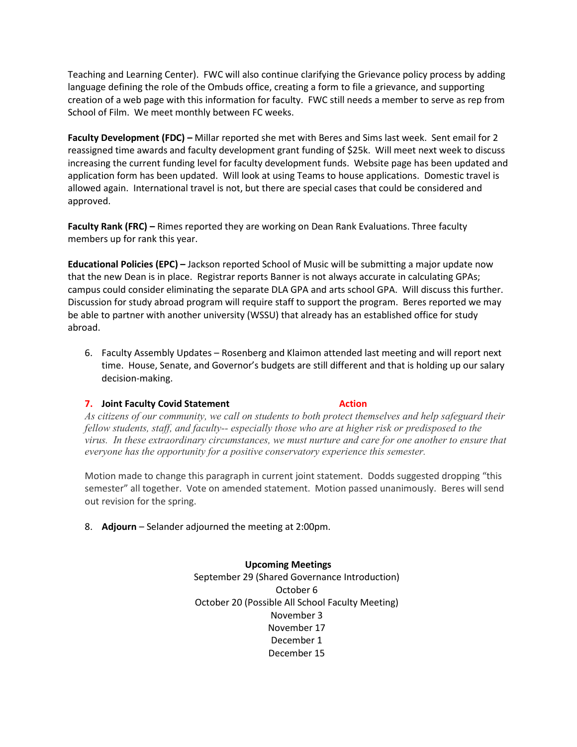Teaching and Learning Center). FWC will also continue clarifying the Grievance policy process by adding language defining the role of the Ombuds office, creating a form to file a grievance, and supporting creation of a web page with this information for faculty. FWC still needs a member to serve as rep from School of Film. We meet monthly between FC weeks.

**Faculty Development (FDC) –** Millar reported she met with Beres and Sims last week. Sent email for 2 reassigned time awards and faculty development grant funding of $25k. Will meet next week to discuss increasing the current funding level for faculty development funds. Website page has been updated and application form has been updated. Will look at using Teams to house applications. Domestic travel is allowed again. International travel is not, but there are special cases that could be considered and approved.

**Faculty Rank (FRC) –** Rimes reported they are working on Dean Rank Evaluations. Three faculty members up for rank this year.

**Educational Policies (EPC) –** Jackson reported School of Music will be submitting a major update now that the new Dean is in place. Registrar reports Banner is not always accurate in calculating GPAs; campus could consider eliminating the separate DLA GPA and arts school GPA. Will discuss this further. Discussion for study abroad program will require staff to support the program. Beres reported we may be able to partner with another university (WSSU) that already has an established office for study abroad.

6. Faculty Assembly Updates – Rosenberg and Klaimon attended last meeting and will report next time. House, Senate, and Governor's budgets are still different and that is holding up our salary decision-making.

7. **Joint Faculty Covid Statement** **Action**

*As citizens of our community, we call on students to both protect themselves and help safeguard their fellow students, staff, and faculty-- especially those who are at higher risk or predisposed to the virus. In these extraordinary circumstances, we must nurture and care for one another to ensure that everyone has the opportunity for a positive conservatory experience this semester.*

Motion made to change this paragraph in current joint statement. Dodds suggested dropping "this semester" all together. Vote on amended statement. Motion passed unanimously. Beres will send out revision for the spring.

8. **Adjourn** – Selander adjourned the meeting at 2:00pm.

**Upcoming Meetings**

September 29 (Shared Governance Introduction)
October 6
October 20 (Possible All School Faculty Meeting)
November 3
November 17
December 1
December 15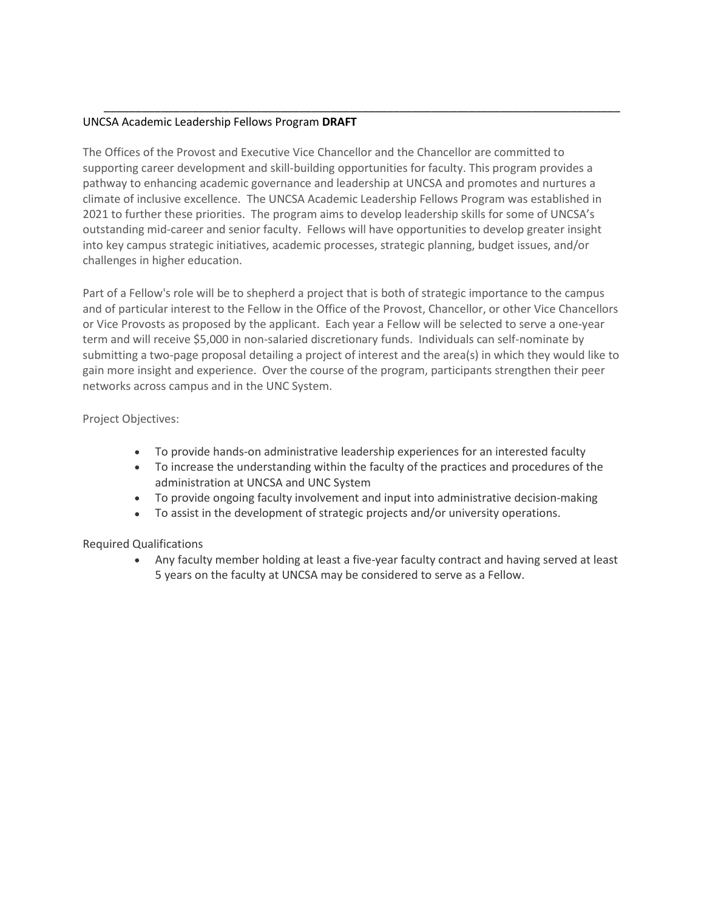UNCSA Academic Leadership Fellows Program **DRAFT**

The Offices of the Provost and Executive Vice Chancellor and the Chancellor are committed to supporting career development and skill-building opportunities for faculty. This program provides a pathway to enhancing academic governance and leadership at UNCSA and promotes and nurtures a climate of inclusive excellence. The UNCSA Academic Leadership Fellows Program was established in 2021 to further these priorities. The program aims to develop leadership skills for some of UNCSA's outstanding mid-career and senior faculty. Fellows will have opportunities to develop greater insight into key campus strategic initiatives, academic processes, strategic planning, budget issues, and/or challenges in higher education.

Part of a Fellow's role will be to shepherd a project that is both of strategic importance to the campus and of particular interest to the Fellow in the Office of the Provost, Chancellor, or other Vice Chancellors or Vice Provosts as proposed by the applicant. Each year a Fellow will be selected to serve a one-year term and will receive $5,000 in non-salaried discretionary funds. Individuals can self-nominate by submitting a two-page proposal detailing a project of interest and the area(s) in which they would like to gain more insight and experience. Over the course of the program, participants strengthen their peer networks across campus and in the UNC System.

Project Objectives:

- To provide hands-on administrative leadership experiences for an interested faculty
- To increase the understanding within the faculty of the practices and procedures of the administration at UNCSA and UNC System
- To provide ongoing faculty involvement and input into administrative decision-making
- To assist in the development of strategic projects and/or university operations.

Required Qualifications

- Any faculty member holding at least a five-year faculty contract and having served at least 5 years on the faculty at UNCSA may be considered to serve as a Fellow.